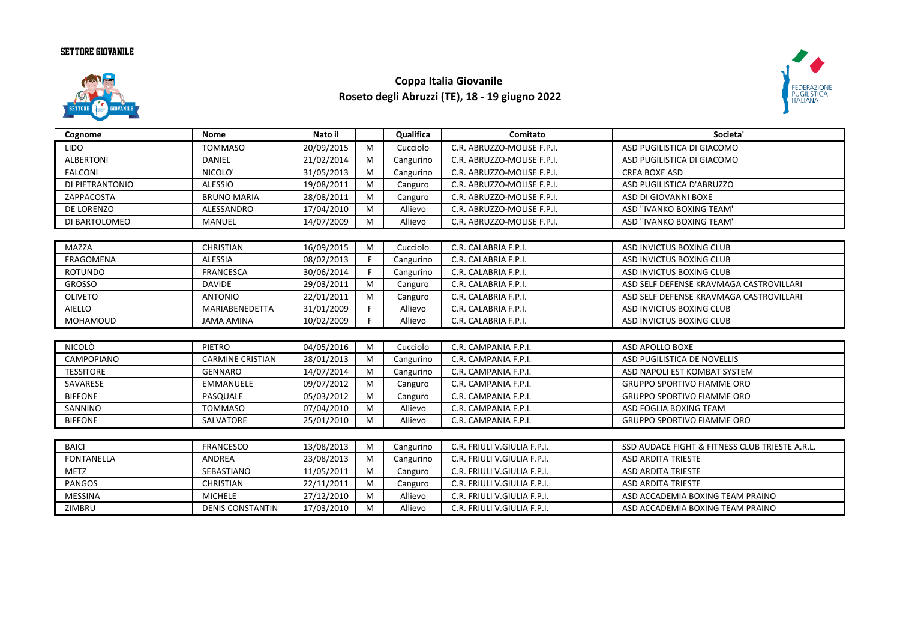SETTORE GIOVANILE

## Coppa Italia Giovanile
## Roseto degli Abruzzi (TE), 18 - 19 giugno 2022

| Cognome | Nome | Nato il | | Qualifica | Comitato | Societa' |
|---|---|---|---|---|---|---|
| LIDO | TOMMASO | 20/09/2015 | M | Cucciolo | C.R. ABRUZZO-MOLISE F.P.I. | ASD PUGILISTICA DI GIACOMO |
| ALBERTONI | DANIEL | 21/02/2014 | M | Cangurino | C.R. ABRUZZO-MOLISE F.P.I. | ASD PUGILISTICA DI GIACOMO |
| FALCONI | NICOLO' | 31/05/2013 | M | Cangurino | C.R. ABRUZZO-MOLISE F.P.I. | CREA BOXE ASD |
| DI PIETRANTONIO | ALESSIO | 19/08/2011 | M | Canguro | C.R. ABRUZZO-MOLISE F.P.I. | ASD PUGILISTICA D'ABRUZZO |
| ZAPPACOSTA | BRUNO MARIA | 28/08/2011 | M | Canguro | C.R. ABRUZZO-MOLISE F.P.I. | ASD DI GIOVANNI BOXE |
| DE LORENZO | ALESSANDRO | 17/04/2010 | M | Allievo | C.R. ABRUZZO-MOLISE F.P.I. | ASD ''IVANKO BOXING TEAM' |
| DI BARTOLOMEO | MANUEL | 14/07/2009 | M | Allievo | C.R. ABRUZZO-MOLISE F.P.I. | ASD ''IVANKO BOXING TEAM' |

| Cognome | Nome | Nato il | | Qualifica | Comitato | Societa' |
|---|---|---|---|---|---|---|
| MAZZA | CHRISTIAN | 16/09/2015 | M | Cucciolo | C.R. CALABRIA F.P.I. | ASD INVICTUS BOXING CLUB |
| FRAGOMENA | ALESSIA | 08/02/2013 | F | Cangurino | C.R. CALABRIA F.P.I. | ASD INVICTUS BOXING CLUB |
| ROTUNDO | FRANCESCA | 30/06/2014 | F | Cangurino | C.R. CALABRIA F.P.I. | ASD INVICTUS BOXING CLUB |
| GROSSO | DAVIDE | 29/03/2011 | M | Canguro | C.R. CALABRIA F.P.I. | ASD SELF DEFENSE KRAVMAGA CASTROVILLARI |
| OLIVETO | ANTONIO | 22/01/2011 | M | Canguro | C.R. CALABRIA F.P.I. | ASD SELF DEFENSE KRAVMAGA CASTROVILLARI |
| AIELLO | MARIABENEDETTA | 31/01/2009 | F | Allievo | C.R. CALABRIA F.P.I. | ASD INVICTUS BOXING CLUB |
| MOHAMOUD | JAMA AMINA | 10/02/2009 | F | Allievo | C.R. CALABRIA F.P.I. | ASD INVICTUS BOXING CLUB |

| Cognome | Nome | Nato il | | Qualifica | Comitato | Societa' |
|---|---|---|---|---|---|---|
| NICOLÒ | PIETRO | 04/05/2016 | M | Cucciolo | C.R. CAMPANIA F.P.I. | ASD APOLLO BOXE |
| CAMPOPIANO | CARMINE CRISTIAN | 28/01/2013 | M | Cangurino | C.R. CAMPANIA F.P.I. | ASD PUGILISTICA DE NOVELLIS |
| TESSITORE | GENNARO | 14/07/2014 | M | Cangurino | C.R. CAMPANIA F.P.I. | ASD NAPOLI EST KOMBAT SYSTEM |
| SAVARESE | EMMANUELE | 09/07/2012 | M | Canguro | C.R. CAMPANIA F.P.I. | GRUPPO SPORTIVO FIAMME ORO |
| BIFFONE | PASQUALE | 05/03/2012 | M | Canguro | C.R. CAMPANIA F.P.I. | GRUPPO SPORTIVO FIAMME ORO |
| SANNINO | TOMMASO | 07/04/2010 | M | Allievo | C.R. CAMPANIA F.P.I. | ASD FOGLIA BOXING TEAM |
| BIFFONE | SALVATORE | 25/01/2010 | M | Allievo | C.R. CAMPANIA F.P.I. | GRUPPO SPORTIVO FIAMME ORO |

| Cognome | Nome | Nato il | | Qualifica | Comitato | Societa' |
|---|---|---|---|---|---|---|
| BAICI | FRANCESCO | 13/08/2013 | M | Cangurino | C.R. FRIULI V.GIULIA F.P.I. | SSD AUDACE FIGHT & FITNESS CLUB TRIESTE A.R.L. |
| FONTANELLA | ANDREA | 23/08/2013 | M | Cangurino | C.R. FRIULI V.GIULIA F.P.I. | ASD ARDITA TRIESTE |
| METZ | SEBASTIANO | 11/05/2011 | M | Canguro | C.R. FRIULI V.GIULIA F.P.I. | ASD ARDITA TRIESTE |
| PANGOS | CHRISTIAN | 22/11/2011 | M | Canguro | C.R. FRIULI V.GIULIA F.P.I. | ASD ARDITA TRIESTE |
| MESSINA | MICHELE | 27/12/2010 | M | Allievo | C.R. FRIULI V.GIULIA F.P.I. | ASD ACCADEMIA BOXING TEAM PRAINO |
| ZIMBRU | DENIS CONSTANTIN | 17/03/2010 | M | Allievo | C.R. FRIULI V.GIULIA F.P.I. | ASD ACCADEMIA BOXING TEAM PRAINO |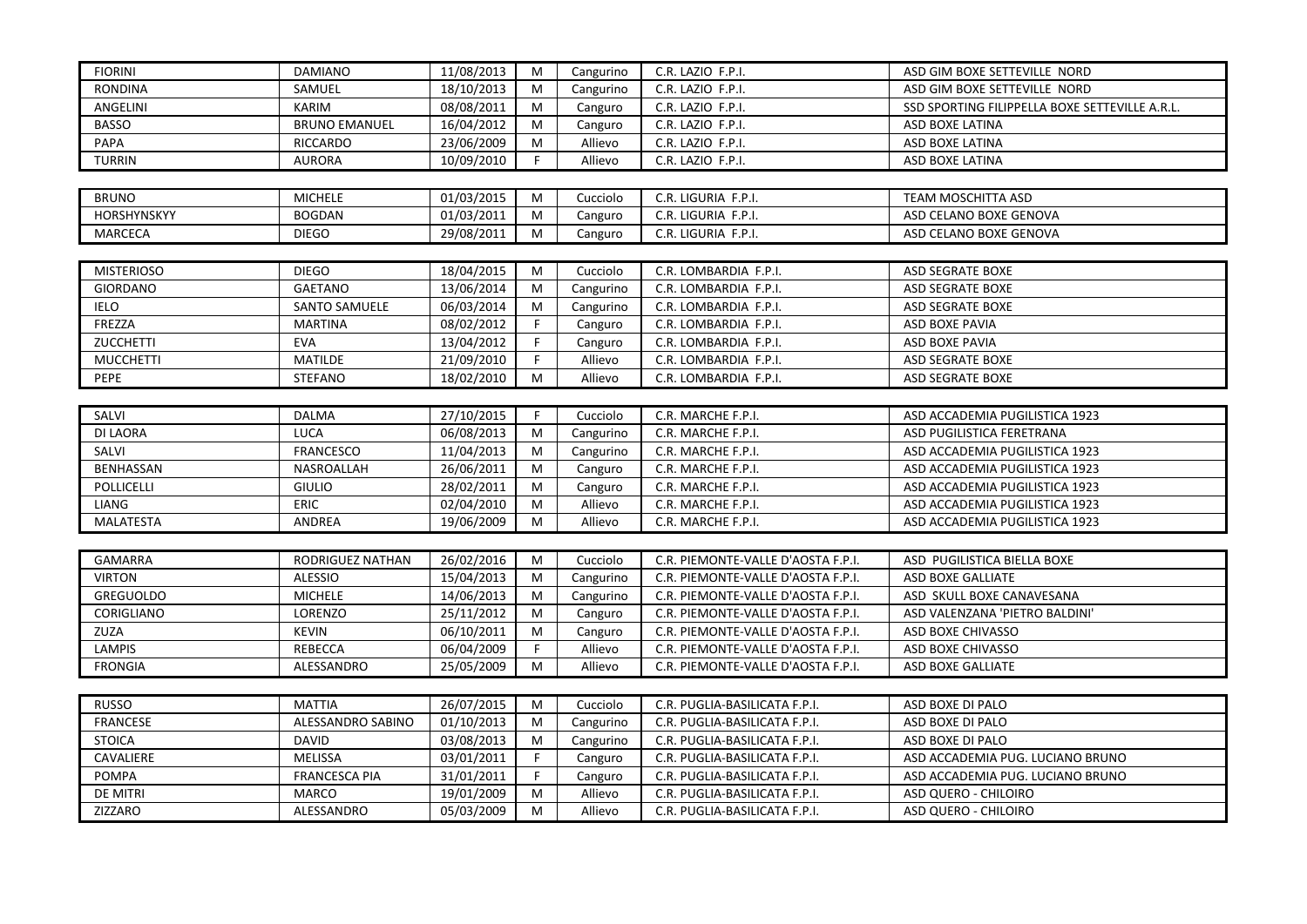| FIORINI | DAMIANO | 11/08/2013 | M | Cangurino | C.R. LAZIO F.P.I. | ASD GIM BOXE SETTEVILLE NORD |
|---|---|---|---|---|---|---|
| RONDINA | SAMUEL | 18/10/2013 | M | Cangurino | C.R. LAZIO F.P.I. | ASD GIM BOXE SETTEVILLE NORD |
| ANGELINI | KARIM | 08/08/2011 | M | Canguro | C.R. LAZIO F.P.I. | SSD SPORTING FILIPPELLA BOXE SETTEVILLE A.R.L. |
| BASSO | BRUNO EMANUEL | 16/04/2012 | M | Canguro | C.R. LAZIO F.P.I. | ASD BOXE LATINA |
| PAPA | RICCARDO | 23/06/2009 | M | Allievo | C.R. LAZIO F.P.I. | ASD BOXE LATINA |
| TURRIN | AURORA | 10/09/2010 | F | Allievo | C.R. LAZIO F.P.I. | ASD BOXE LATINA |

| BRUNO | MICHELE | 01/03/2015 | M | Cucciolo | C.R. LIGURIA F.P.I. | TEAM MOSCHITTA ASD |
|---|---|---|---|---|---|---|
| HORSHYNSKYY | BOGDAN | 01/03/2011 | M | Canguro | C.R. LIGURIA F.P.I. | ASD CELANO BOXE GENOVA |
| MARCECA | DIEGO | 29/08/2011 | M | Canguro | C.R. LIGURIA F.P.I. | ASD CELANO BOXE GENOVA |

| MISTERIOSO | DIEGO | 18/04/2015 | M | Cucciolo | C.R. LOMBARDIA F.P.I. | ASD SEGRATE BOXE |
|---|---|---|---|---|---|---|
| GIORDANO | GAETANO | 13/06/2014 | M | Cangurino | C.R. LOMBARDIA F.P.I. | ASD SEGRATE BOXE |
| IELO | SANTO SAMUELE | 06/03/2014 | M | Cangurino | C.R. LOMBARDIA F.P.I. | ASD SEGRATE BOXE |
| FREZZA | MARTINA | 08/02/2012 | F | Canguro | C.R. LOMBARDIA F.P.I. | ASD BOXE PAVIA |
| ZUCCHETTI | EVA | 13/04/2012 | F | Canguro | C.R. LOMBARDIA F.P.I. | ASD BOXE PAVIA |
| MUCCHETTI | MATILDE | 21/09/2010 | F | Allievo | C.R. LOMBARDIA F.P.I. | ASD SEGRATE BOXE |
| PEPE | STEFANO | 18/02/2010 | M | Allievo | C.R. LOMBARDIA F.P.I. | ASD SEGRATE BOXE |

| SALVI | DALMA | 27/10/2015 | F | Cucciolo | C.R. MARCHE F.P.I. | ASD ACCADEMIA PUGILISTICA 1923 |
|---|---|---|---|---|---|---|
| DI LAORA | LUCA | 06/08/2013 | M | Cangurino | C.R. MARCHE F.P.I. | ASD PUGILISTICA FERETRANA |
| SALVI | FRANCESCO | 11/04/2013 | M | Cangurino | C.R. MARCHE F.P.I. | ASD ACCADEMIA PUGILISTICA 1923 |
| BENHASSAN | NASROALLAH | 26/06/2011 | M | Canguro | C.R. MARCHE F.P.I. | ASD ACCADEMIA PUGILISTICA 1923 |
| POLLICELLI | GIULIO | 28/02/2011 | M | Canguro | C.R. MARCHE F.P.I. | ASD ACCADEMIA PUGILISTICA 1923 |
| LIANG | ERIC | 02/04/2010 | M | Allievo | C.R. MARCHE F.P.I. | ASD ACCADEMIA PUGILISTICA 1923 |
| MALATESTA | ANDREA | 19/06/2009 | M | Allievo | C.R. MARCHE F.P.I. | ASD ACCADEMIA PUGILISTICA 1923 |

| GAMARRA | RODRIGUEZ NATHAN | 26/02/2016 | M | Cucciolo | C.R. PIEMONTE-VALLE D'AOSTA F.P.I. | ASD PUGILISTICA BIELLA BOXE |
|---|---|---|---|---|---|---|
| VIRTON | ALESSIO | 15/04/2013 | M | Cangurino | C.R. PIEMONTE-VALLE D'AOSTA F.P.I. | ASD BOXE GALLIATE |
| GREGUOLDO | MICHELE | 14/06/2013 | M | Cangurino | C.R. PIEMONTE-VALLE D'AOSTA F.P.I. | ASD SKULL BOXE CANAVESANA |
| CORIGLIANO | LORENZO | 25/11/2012 | M | Canguro | C.R. PIEMONTE-VALLE D'AOSTA F.P.I. | ASD VALENZANA 'PIETRO BALDINI' |
| ZUZA | KEVIN | 06/10/2011 | M | Canguro | C.R. PIEMONTE-VALLE D'AOSTA F.P.I. | ASD BOXE CHIVASSO |
| LAMPIS | REBECCA | 06/04/2009 | F | Allievo | C.R. PIEMONTE-VALLE D'AOSTA F.P.I. | ASD BOXE CHIVASSO |
| FRONGIA | ALESSANDRO | 25/05/2009 | M | Allievo | C.R. PIEMONTE-VALLE D'AOSTA F.P.I. | ASD BOXE GALLIATE |

| RUSSO | MATTIA | 26/07/2015 | M | Cucciolo | C.R. PUGLIA-BASILICATA F.P.I. | ASD BOXE DI PALO |
|---|---|---|---|---|---|---|
| FRANCESE | ALESSANDRO SABINO | 01/10/2013 | M | Cangurino | C.R. PUGLIA-BASILICATA F.P.I. | ASD BOXE DI PALO |
| STOICA | DAVID | 03/08/2013 | M | Cangurino | C.R. PUGLIA-BASILICATA F.P.I. | ASD BOXE DI PALO |
| CAVALIERE | MELISSA | 03/01/2011 | F | Canguro | C.R. PUGLIA-BASILICATA F.P.I. | ASD ACCADEMIA PUG. LUCIANO BRUNO |
| POMPA | FRANCESCA PIA | 31/01/2011 | F | Canguro | C.R. PUGLIA-BASILICATA F.P.I. | ASD ACCADEMIA PUG. LUCIANO BRUNO |
| DE MITRI | MARCO | 19/01/2009 | M | Allievo | C.R. PUGLIA-BASILICATA F.P.I. | ASD QUERO - CHILOIRO |
| ZIZZARO | ALESSANDRO | 05/03/2009 | M | Allievo | C.R. PUGLIA-BASILICATA F.P.I. | ASD QUERO - CHILOIRO |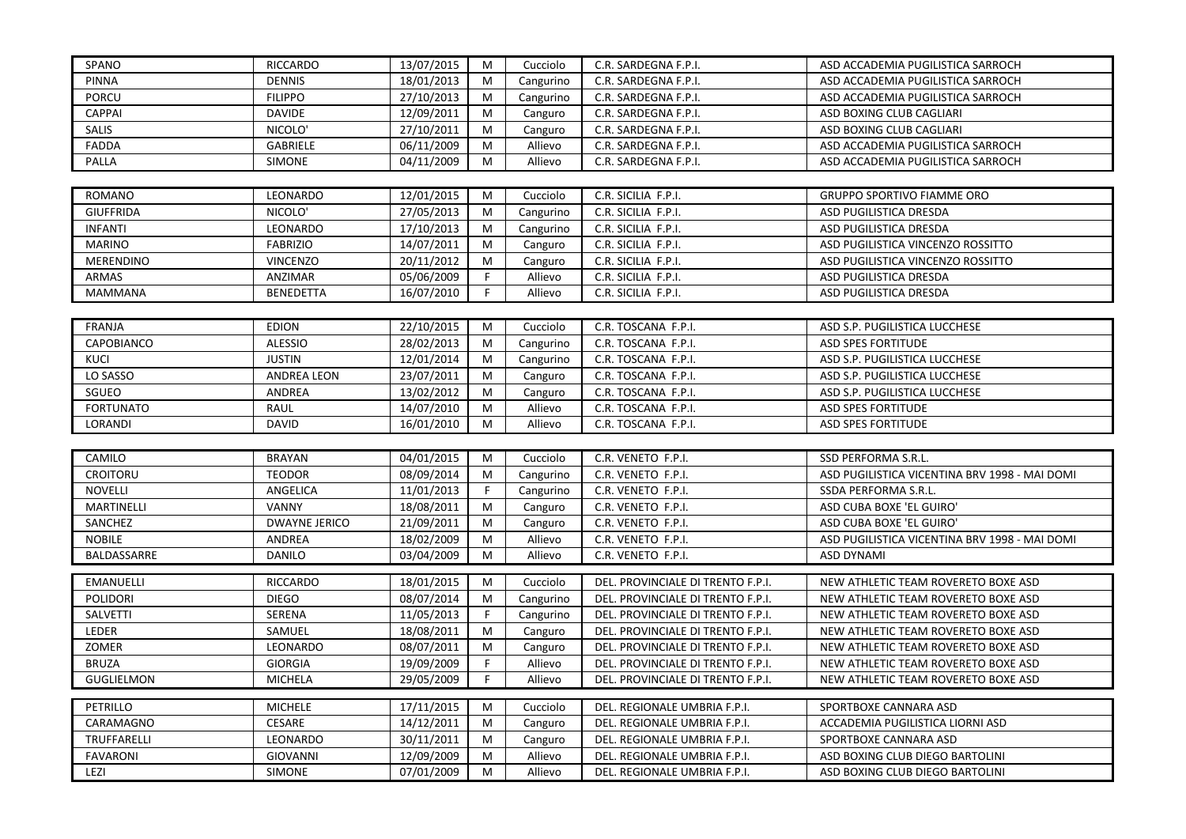| | | | | | | |
|---|---|---|---|---|---|---|
| SPANO | RICCARDO | 13/07/2015 | M | Cucciolo | C.R. SARDEGNA F.P.I. | ASD ACCADEMIA PUGILISTICA SARROCH |
| PINNA | DENNIS | 18/01/2013 | M | Cangurino | C.R. SARDEGNA F.P.I. | ASD ACCADEMIA PUGILISTICA SARROCH |
| PORCU | FILIPPO | 27/10/2013 | M | Cangurino | C.R. SARDEGNA F.P.I. | ASD ACCADEMIA PUGILISTICA SARROCH |
| CAPPAI | DAVIDE | 12/09/2011 | M | Canguro | C.R. SARDEGNA F.P.I. | ASD BOXING CLUB CAGLIARI |
| SALIS | NICOLO' | 27/10/2011 | M | Canguro | C.R. SARDEGNA F.P.I. | ASD BOXING CLUB CAGLIARI |
| FADDA | GABRIELE | 06/11/2009 | M | Allievo | C.R. SARDEGNA F.P.I. | ASD ACCADEMIA PUGILISTICA SARROCH |
| PALLA | SIMONE | 04/11/2009 | M | Allievo | C.R. SARDEGNA F.P.I. | ASD ACCADEMIA PUGILISTICA SARROCH |
| ROMANO | LEONARDO | 12/01/2015 | M | Cucciolo | C.R. SICILIA F.P.I. | GRUPPO SPORTIVO FIAMME ORO |
| GIUFFRIDA | NICOLO' | 27/05/2013 | M | Cangurino | C.R. SICILIA F.P.I. | ASD PUGILISTICA DRESDA |
| INFANTI | LEONARDO | 17/10/2013 | M | Cangurino | C.R. SICILIA F.P.I. | ASD PUGILISTICA DRESDA |
| MARINO | FABRIZIO | 14/07/2011 | M | Canguro | C.R. SICILIA F.P.I. | ASD PUGILISTICA VINCENZO ROSSITTO |
| MERENDINO | VINCENZO | 20/11/2012 | M | Canguro | C.R. SICILIA F.P.I. | ASD PUGILISTICA VINCENZO ROSSITTO |
| ARMAS | ANZIMAR | 05/06/2009 | F | Allievo | C.R. SICILIA F.P.I. | ASD PUGILISTICA DRESDA |
| MAMMANA | BENEDETTA | 16/07/2010 | F | Allievo | C.R. SICILIA F.P.I. | ASD PUGILISTICA DRESDA |
| FRANJA | EDION | 22/10/2015 | M | Cucciolo | C.R. TOSCANA F.P.I. | ASD S.P. PUGILISTICA LUCCHESE |
| CAPOBIANCO | ALESSIO | 28/02/2013 | M | Cangurino | C.R. TOSCANA F.P.I. | ASD SPES FORTITUDE |
| KUCI | JUSTIN | 12/01/2014 | M | Cangurino | C.R. TOSCANA F.P.I. | ASD S.P. PUGILISTICA LUCCHESE |
| LO SASSO | ANDREA LEON | 23/07/2011 | M | Canguro | C.R. TOSCANA F.P.I. | ASD S.P. PUGILISTICA LUCCHESE |
| SGUEO | ANDREA | 13/02/2012 | M | Canguro | C.R. TOSCANA F.P.I. | ASD S.P. PUGILISTICA LUCCHESE |
| FORTUNATO | RAUL | 14/07/2010 | M | Allievo | C.R. TOSCANA F.P.I. | ASD SPES FORTITUDE |
| LORANDI | DAVID | 16/01/2010 | M | Allievo | C.R. TOSCANA F.P.I. | ASD SPES FORTITUDE |
| CAMILO | BRAYAN | 04/01/2015 | M | Cucciolo | C.R. VENETO F.P.I. | SSD PERFORMA S.R.L. |
| CROITORU | TEODOR | 08/09/2014 | M | Cangurino | C.R. VENETO F.P.I. | ASD PUGILISTICA VICENTINA BRV 1998 - MAI DOMI |
| NOVELLI | ANGELICA | 11/01/2013 | F | Cangurino | C.R. VENETO F.P.I. | SSDA PERFORMA S.R.L. |
| MARTINELLI | VANNY | 18/08/2011 | M | Canguro | C.R. VENETO F.P.I. | ASD CUBA BOXE 'EL GUIRO' |
| SANCHEZ | DWAYNE JERICO | 21/09/2011 | M | Canguro | C.R. VENETO F.P.I. | ASD CUBA BOXE 'EL GUIRO' |
| NOBILE | ANDREA | 18/02/2009 | M | Allievo | C.R. VENETO F.P.I. | ASD PUGILISTICA VICENTINA BRV 1998 - MAI DOMI |
| BALDASSARRE | DANILO | 03/04/2009 | M | Allievo | C.R. VENETO F.P.I. | ASD DYNAMI |
| EMANUELLI | RICCARDO | 18/01/2015 | M | Cucciolo | DEL. PROVINCIALE DI TRENTO F.P.I. | NEW ATHLETIC TEAM ROVERETO BOXE ASD |
| POLIDORI | DIEGO | 08/07/2014 | M | Cangurino | DEL. PROVINCIALE DI TRENTO F.P.I. | NEW ATHLETIC TEAM ROVERETO BOXE ASD |
| SALVETTI | SERENA | 11/05/2013 | F | Cangurino | DEL. PROVINCIALE DI TRENTO F.P.I. | NEW ATHLETIC TEAM ROVERETO BOXE ASD |
| LEDER | SAMUEL | 18/08/2011 | M | Canguro | DEL. PROVINCIALE DI TRENTO F.P.I. | NEW ATHLETIC TEAM ROVERETO BOXE ASD |
| ZOMER | LEONARDO | 08/07/2011 | M | Canguro | DEL. PROVINCIALE DI TRENTO F.P.I. | NEW ATHLETIC TEAM ROVERETO BOXE ASD |
| BRUZA | GIORGIA | 19/09/2009 | F | Allievo | DEL. PROVINCIALE DI TRENTO F.P.I. | NEW ATHLETIC TEAM ROVERETO BOXE ASD |
| GUGLIELMON | MICHELA | 29/05/2009 | F | Allievo | DEL. PROVINCIALE DI TRENTO F.P.I. | NEW ATHLETIC TEAM ROVERETO BOXE ASD |
| PETRILLO | MICHELE | 17/11/2015 | M | Cucciolo | DEL. REGIONALE UMBRIA F.P.I. | SPORTBOXE CANNARA ASD |
| CARAMAGNO | CESARE | 14/12/2011 | M | Canguro | DEL. REGIONALE UMBRIA F.P.I. | ACCADEMIA PUGILISTICA LIORNI ASD |
| TRUFFARELLI | LEONARDO | 30/11/2011 | M | Canguro | DEL. REGIONALE UMBRIA F.P.I. | SPORTBOXE CANNARA ASD |
| FAVARONI | GIOVANNI | 12/09/2009 | M | Allievo | DEL. REGIONALE UMBRIA F.P.I. | ASD BOXING CLUB DIEGO BARTOLINI |
| LEZI | SIMONE | 07/01/2009 | M | Allievo | DEL. REGIONALE UMBRIA F.P.I. | ASD BOXING CLUB DIEGO BARTOLINI |